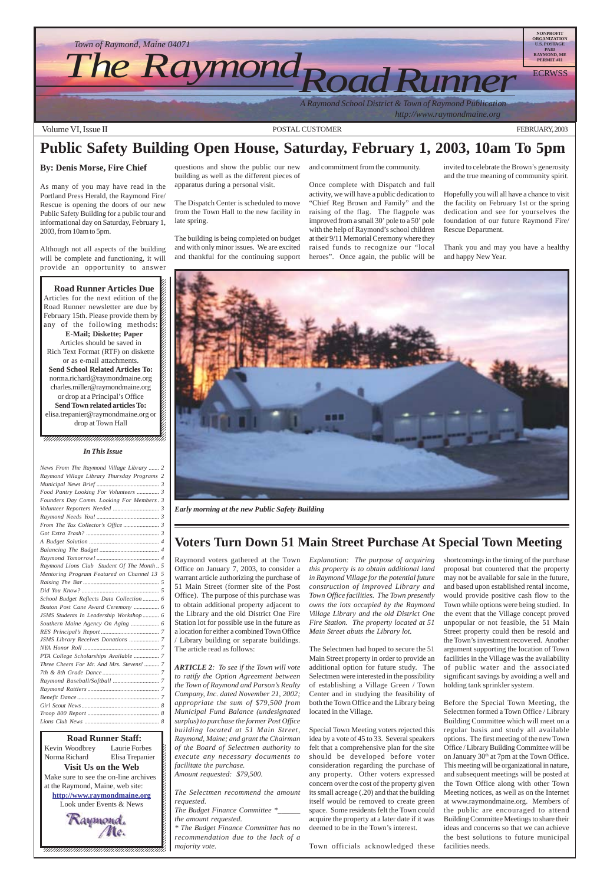Town of Raymond, Maine 04071

# The Raymond Road Runner

*A Raymond School District & Town of Raymond Publication*
*http://www.raymondmaine.org*

NONPROFIT ORGANIZATION U.S. POSTAGE PAID RAYMOND, ME PERMIT #11

ECRWSS

Volume VI, Issue II | POSTAL CUSTOMER | FEBRUARY, 2003

# Public Safety Building Open House, Saturday, February 1, 2003, 10am To 5pm

**By: Denis Morse, Fire Chief**

As many of you may have read in the Portland Press Herald, the Raymond Fire/Rescue is opening the doors of our new Public Safety Building for a public tour and informational day on Saturday, February 1, 2003, from 10am to 5pm.

Although not all aspects of the building will be complete and functioning, it will provide an opportunity to answer questions and show the public our new building as well as the different pieces of apparatus during a personal visit.

The Dispatch Center is scheduled to move from the Town Hall to the new facility in late spring.

The building is being completed on budget and with only minor issues. We are excited and thankful for the continuing support and commitment from the community.

Once complete with Dispatch and full activity, we will have a public dedication to "Chief Reg Brown and Family" and the raising of the flag. The flagpole was improved from a small 30' pole to a 50' pole with the help of Raymond's school children at their 9/11 Memorial Ceremony where they raised funds to recognize our "local heroes". Once again, the public will be invited to celebrate the Brown's generosity and the true meaning of community spirit.

Hopefully you will all have a chance to visit the facility on February 1st or the spring dedication and see for yourselves the foundation of our future Raymond Fire/Rescue Department.

Thank you and may you have a healthy and happy New Year.

*Early morning at the new Public Safety Building*

**Road Runner Articles Due**

Articles for the next edition of the Road Runner newsletter are due by February 15th. Please provide them by any of the following methods:

**E-Mail; Diskette; Paper**

Articles should be saved in Rich Text Format (RTF) on diskette or as e-mail attachments.

**Send School Related Articles To:**
norma.richard@raymondmaine.org
charles.miller@raymondmaine.org
or drop at a Principal's Office

**Send Town related articles To:**
elisa.trepanier@raymondmaine.org or drop at Town Hall

***In This Issue***

*News From The Raymond Village Library ....... 2*
*Raymond Village Library Thursday Programs 2*
*Municipal News Brief ....... 3*
*Food Pantry Looking For Volunteers ....... 3*
*Founders Day Comm. Looking For Members . 3*
*Volunteer Reporters Needed ....... 3*
*Raymond Needs You! ....... 3*
*From The Tax Collector's Office ....... 3*
*Got Extra Trash? ....... 3*
*A Budget Solution ....... 4*
*Balancing The Budget ....... 4*
*Raymond Tomorrow! ....... 4*
*Raymond Lions Club Student Of The Month .. 5*
*Mentoring Program Featured on Channel 13 5*
*Raising The Bar ....... 5*
*Did You Know? ....... 5*
*School Budget Reflects Data Collection ....... 6*
*Boston Post Cane Award Ceremony ....... 6*
*JSMS Students In Leadership Workshop ....... 6*
*Southern Maine Agency On Aging ....... 6*
*RES Principal's Report ....... 7*
*JSMS Library Receives Donations ....... 7*
*NYA Honor Roll ....... 7*
*PTA College Scholarships Available ....... 7*
*Three Cheers For Mr. And Mrs. Stevens! ....... 7*
*7th & 8th Grade Dance ....... 7*
*Raymond Baseball/Softball ....... 7*
*Raymond Rattlers ....... 7*
*Benefit Dance ....... 7*
*Girl Scout News ....... 8*
*Troop 800 Report ....... 8*
*Lions Club News ....... 8*

**Road Runner Staff:**

| | |
|---|---|
| Kevin Woodbrey | Laurie Forbes |
| Norma Richard | Elisa Trepanier |

**Visit Us on the Web**

Make sure to see the on-line archives at the Raymond, Maine, web site:

**http://www.raymondmaine.org**

Look under Events & News

# Voters Turn Down 51 Main Street Purchase At Special Town Meeting

Raymond voters gathered at the Town Office on January 7, 2003, to consider a warrant article authorizing the purchase of 51 Main Street (former site of the Post Office). The purpose of this purchase was to obtain additional property adjacent to the Library and the old District One Fire Station lot for possible use in the future as a location for either a combined Town Office / Library building or separate buildings. The article read as follows:

***ARTICLE 2**: To see if the Town will vote to ratify the Option Agreement between the Town of Raymond and Parson's Realty Company, Inc. dated November 21, 2002; appropriate the sum of $79,500 from Municipal Fund Balance (undesignated surplus) to purchase the former Post Office building located at 51 Main Street, Raymond, Maine; and grant the Chairman of the Board of Selectmen authority to execute any necessary documents to facilitate the purchase.*
*Amount requested: $79,500.*

*The Selectmen recommend the amount requested.*
*The Budget Finance Committee *______ the amount requested.*
** The Budget Finance Committee has no recommendation due to the lack of a majority vote.*

*Explanation: The purpose of acquiring this property is to obtain additional land in Raymond Village for the potential future construction of improved Library and Town Office facilities. The Town presently owns the lots occupied by the Raymond Village Library and the old District One Fire Station. The property located at 51 Main Street abuts the Library lot.*

The Selectmen had hoped to secure the 51 Main Street property in order to provide an additional option for future study. The Selectmen were interested in the possibility of establishing a Village Green / Town Center and in studying the feasibility of both the Town Office and the Library being located in the Village.

Special Town Meeting voters rejected this idea by a vote of 45 to 33. Several speakers felt that a comprehensive plan for the site should be developed before voter consideration regarding the purchase of any property. Other voters expressed concern over the cost of the property given its small acreage (.20) and that the building itself would be removed to create green space. Some residents felt the Town could acquire the property at a later date if it was deemed to be in the Town's interest.

Town officials acknowledged these shortcomings in the timing of the purchase proposal but countered that the property may not be available for sale in the future, and based upon established rental income, would provide positive cash flow to the Town while options were being studied. In the event that the Village concept proved unpopular or not feasible, the 51 Main Street property could then be resold and the Town's investment recovered. Another argument supporting the location of Town facilities in the Village was the availability of public water and the associated significant savings by avoiding a well and holding tank sprinkler system.

Before the Special Town Meeting, the Selectmen formed a Town Office / Library Building Committee which will meet on a regular basis and study all available options. The first meeting of the new Town Office / Library Building Committee will be on January 30th at 7pm at the Town Office. This meeting will be organizational in nature, and subsequent meetings will be posted at the Town Office along with other Town Meeting notices, as well as on the Internet at www.raymondmaine.org. Members of the public are encouraged to attend Building Committee Meetings to share their ideas and concerns so that we can achieve the best solutions to future municipal facilities needs.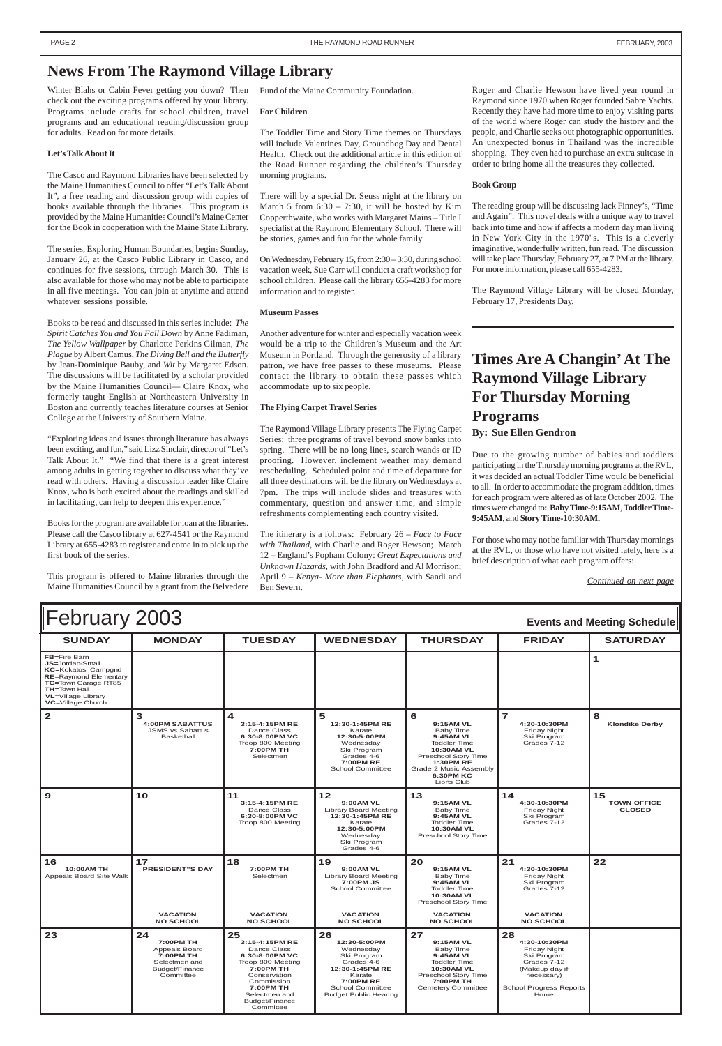# News From The Raymond Village Library

Winter Blahs or Cabin Fever getting you down? Then check out the exciting programs offered by your library. Programs include crafts for school children, travel programs and an educational reading/discussion group for adults. Read on for more details.

**Let's Talk About It**

The Casco and Raymond Libraries have been selected by the Maine Humanities Council to offer "Let's Talk About It", a free reading and discussion group with copies of books available through the libraries. This program is provided by the Maine Humanities Council's Maine Center for the Book in cooperation with the Maine State Library.

The series, Exploring Human Boundaries, begins Sunday, January 26, at the Casco Public Library in Casco, and continues for five sessions, through March 30. This is also available for those who may not be able to participate in all five meetings. You can join at anytime and attend whatever sessions possible.

Books to be read and discussed in this series include: *The Spirit Catches You and You Fall Down* by Anne Fadiman, *The Yellow Wallpaper* by Charlotte Perkins Gilman, *The Plague* by Albert Camus, *The Diving Bell and the Butterfly* by Jean-Dominique Bauby, and *Wit* by Margaret Edson. The discussions will be facilitated by a scholar provided by the Maine Humanities Council— Claire Knox, who formerly taught English at Northeastern University in Boston and currently teaches literature courses at Senior College at the University of Southern Maine.

"Exploring ideas and issues through literature has always been exciting, and fun," said Lizz Sinclair, director of "Let's Talk About It." "We find that there is a great interest among adults in getting together to discuss what they've read with others. Having a discussion leader like Claire Knox, who is both excited about the readings and skilled in facilitating, can help to deepen this experience."

Books for the program are available for loan at the libraries. Please call the Casco library at 627-4541 or the Raymond Library at 655-4283 to register and come in to pick up the first book of the series.

This program is offered to Maine libraries through the Maine Humanities Council by a grant from the Belvedere Fund of the Maine Community Foundation.

**For Children**

The Toddler Time and Story Time themes on Thursdays will include Valentines Day, Groundhog Day and Dental Health. Check out the additional article in this edition of the Road Runner regarding the children's Thursday morning programs.

There will by a special Dr. Seuss night at the library on March 5 from 6:30 – 7:30, it will be hosted by Kim Copperthwaite, who works with Margaret Mains – Title I specialist at the Raymond Elementary School. There will be stories, games and fun for the whole family.

On Wednesday, February 15, from 2:30 – 3:30, during school vacation week, Sue Carr will conduct a craft workshop for school children. Please call the library 655-4283 for more information and to register.

**Museum Passes**

Another adventure for winter and especially vacation week would be a trip to the Children's Museum and the Art Museum in Portland. Through the generosity of a library patron, we have free passes to these museums. Please contact the library to obtain these passes which accommodate up to six people.

**The Flying Carpet Travel Series**

The Raymond Village Library presents The Flying Carpet Series: three programs of travel beyond snow banks into spring. There will be no long lines, search wands or ID proofing. However, inclement weather may demand rescheduling. Scheduled point and time of departure for all three destinations will be the library on Wednesdays at 7pm. The trips will include slides and treasures with commentary, question and answer time, and simple refreshments complementing each country visited.

The itinerary is a follows: February 26 – *Face to Face with Thailand*, with Charlie and Roger Hewson; March 12 – England's Popham Colony: *Great Expectations and Unknown Hazards*, with John Bradford and Al Morrison; April 9 – *Kenya- More than Elephants*, with Sandi and Ben Severn.

Roger and Charlie Hewson have lived year round in Raymond since 1970 when Roger founded Sabre Yachts. Recently they have had more time to enjoy visiting parts of the world where Roger can study the history and the people, and Charlie seeks out photographic opportunities. An unexpected bonus in Thailand was the incredible shopping. They even had to purchase an extra suitcase in order to bring home all the treasures they collected.

**Book Group**

The reading group will be discussing Jack Finney's, "Time and Again". This novel deals with a unique way to travel back into time and how if affects a modern day man living in New York City in the 1970"s. This is a cleverly imaginative, wonderfully written, fun read. The discussion will take place Thursday, February 27, at 7 PM at the library. For more information, please call 655-4283.

The Raymond Village Library will be closed Monday, February 17, Presidents Day.

# Times Are A Changin' At The Raymond Village Library For Thursday Morning Programs

**By: Sue Ellen Gendron**

Due to the growing number of babies and toddlers participating in the Thursday morning programs at the RVL, it was decided an actual Toddler Time would be beneficial to all. In order to accommodate the program addition, times for each program were altered as of late October 2002. The times were changed to: **Baby Time-9:15AM**, **Toddler Time-9:45AM**, and **Story Time-10:30AM.**

For those who may not be familiar with Thursday mornings at the RVL, or those who have not visited lately, here is a brief description of what each program offers:

*Continued on next page*

## February 2003 — Events and Meeting Schedule

| SUNDAY | MONDAY | TUESDAY | WEDNESDAY | THURSDAY | FRIDAY | SATURDAY |
|---|---|---|---|---|---|---|
| FB=Fire Barn<br>JS=Jordan-Small<br>KC=Kokatosi Campgnd<br>RE=Raymond Elementary<br>TG=Town Garage RT85<br>TH=Town Hall<br>VL=Village Library<br>VC=Village Church | | | | | | 1 |
| 2 | 3<br>**4:00PM SABATTUS**<br>JSMS vs Sabattus Basketball | 4<br>**3:15-4:15PM RE**<br>Dance Class<br>**6:30-8:00PM VC**<br>Troop 800 Meeting<br>**7:00PM TH**<br>Selectmen | 5<br>**12:30-1:45PM RE**<br>Karate<br>**12:30-5:00PM**<br>Wednesday Ski Program Grades 4-6<br>**7:00PM RE**<br>School Committee | 6<br>**9:15AM VL**<br>Baby Time<br>**9:45AM VL**<br>Toddler Time<br>**10:30AM VL**<br>Preschool Story Time<br>**1:30PM RE**<br>Grade 2 Music Assembly<br>**6:30PM KC**<br>Lions Club | 7<br>**4:30-10:30PM**<br>Friday Night Ski Program Grades 7-12 | 8<br>**Klondike Derby** |
| 9 | 10 | 11<br>**3:15-4:15PM RE**<br>Dance Class<br>**6:30-8:00PM VC**<br>Troop 800 Meeting | 12<br>**9:00AM VL**<br>Library Board Meeting<br>**12:30-1:45PM RE**<br>Karate<br>**12:30-5:00PM**<br>Wednesday Ski Program Grades 4-6 | 13<br>**9:15AM VL**<br>Baby Time<br>**9:45AM VL**<br>Toddler Time<br>**10:30AM VL**<br>Preschool Story Time | 14<br>**4:30-10:30PM**<br>Friday Night Ski Program Grades 7-12 | 15<br>**TOWN OFFICE CLOSED** |
| 16<br>**10:00AM TH**<br>Appeals Board Site Walk | 17<br>**PRESIDENT"S DAY**<br>**VACATION NO SCHOOL** | 18<br>**7:00PM TH**<br>Selectmen<br>**VACATION NO SCHOOL** | 19<br>**9:00AM VL**<br>Library Board Meeting<br>**7:00PM JS**<br>School Committee<br>**VACATION NO SCHOOL** | 20<br>**9:15AM VL**<br>Baby Time<br>**9:45AM VL**<br>Toddler Time<br>**10:30AM VL**<br>Preschool Story Time<br>**VACATION NO SCHOOL** | 21<br>**4:30-10:30PM**<br>Friday Night Ski Program Grades 7-12<br>**VACATION NO SCHOOL** | 22 |
| 23 | 24<br>**7:00PM TH**<br>Appeals Board<br>**7:00PM TH**<br>Selectmen and Budget/Finance Committee | 25<br>**3:15-4:15PM RE**<br>Dance Class<br>**6:30-8:00PM VC**<br>Troop 800 Meeting<br>**7:00PM TH**<br>Conservation Commission<br>**7:00PM TH**<br>Selectmen and Budget/Finance Committee | 26<br>**12:30-5:00PM**<br>Wednesday Ski Program Grades 4-6<br>**12:30-1:45PM RE**<br>Karate<br>**7:00PM RE**<br>School Committee<br>Budget Public Hearing | 27<br>**9:15AM VL**<br>Baby Time<br>**9:45AM VL**<br>Toddler Time<br>**10:30AM VL**<br>Preschool Story Time<br>**7:00PM TH**<br>Cemetery Committee | 28<br>**4:30-10:30PM**<br>Friday Night Ski Program Grades 7-12 (Makeup day if necessary)<br>School Progress Reports Home | |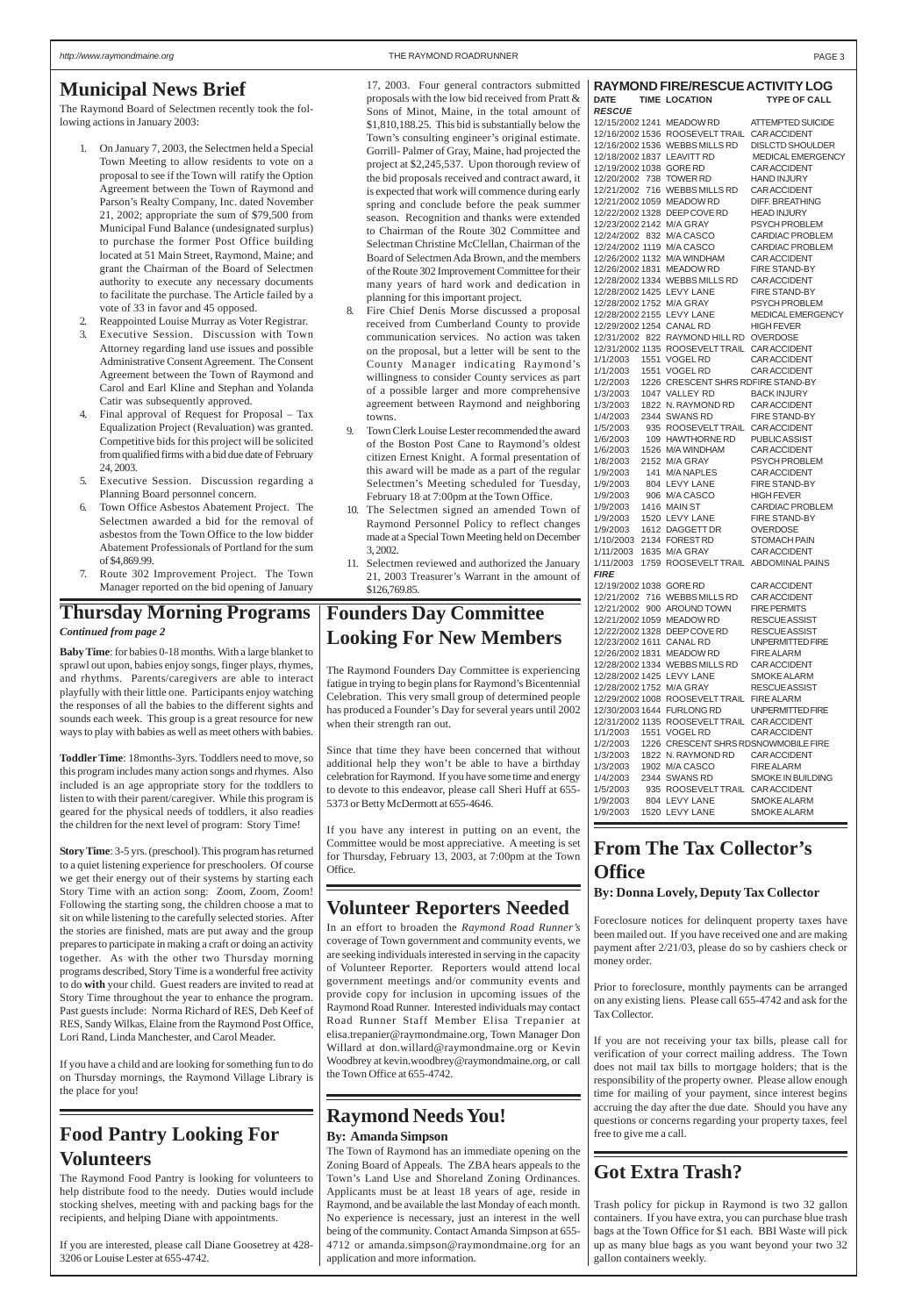## Municipal News Brief

The Raymond Board of Selectmen recently took the following actions in January 2003:

1. On January 7, 2003, the Selectmen held a Special Town Meeting to allow residents to vote on a proposal to see if the Town will ratify the Option Agreement between the Town of Raymond and Parson's Realty Company, Inc. dated November 21, 2002; appropriate the sum of $79,500 from Municipal Fund Balance (undesignated surplus) to purchase the former Post Office building located at 51 Main Street, Raymond, Maine; and grant the Chairman of the Board of Selectmen authority to execute any necessary documents to facilitate the purchase. The Article failed by a vote of 33 in favor and 45 opposed.
2. Reappointed Louise Murray as Voter Registrar.
3. Executive Session. Discussion with Town Attorney regarding land use issues and possible Administrative Consent Agreement. The Consent Agreement between the Town of Raymond and Carol and Earl Kline and Stephan and Yolanda Catir was subsequently approved.
4. Final approval of Request for Proposal – Tax Equalization Project (Revaluation) was granted. Competitive bids for this project will be solicited from qualified firms with a bid due date of February 24, 2003.
5. Executive Session. Discussion regarding a Planning Board personnel concern.
6. Town Office Asbestos Abatement Project. The Selectmen awarded a bid for the removal of asbestos from the Town Office to the low bidder Abatement Professionals of Portland for the sum of $4,869.99.
7. Route 302 Improvement Project. The Town Manager reported on the bid opening of January 17, 2003. Four general contractors submitted proposals with the low bid received from Pratt & Sons of Minot, Maine, in the total amount of $1,810,188.25. This bid is substantially below the Town's consulting engineer's original estimate. Gorrill- Palmer of Gray, Maine, had projected the project at $2,245,537. Upon thorough review of the bid proposals received and contract award, it is expected that work will commence during early spring and conclude before the peak summer season. Recognition and thanks were extended to Chairman of the Route 302 Committee and Selectman Christine McClellan, Chairman of the Board of Selectmen Ada Brown, and the members of the Route 302 Improvement Committee for their many years of hard work and dedication in planning for this important project.
8. Fire Chief Denis Morse discussed a proposal received from Cumberland County to provide communication services. No action was taken on the proposal, but a letter will be sent to the County Manager indicating Raymond's willingness to consider County services as part of a possible larger and more comprehensive agreement between Raymond and neighboring towns.
9. Town Clerk Louise Lester recommended the award of the Boston Post Cane to Raymond's oldest citizen Ernest Knight. A formal presentation of this award will be made as a part of the regular Selectmen's Meeting scheduled for Tuesday, February 18 at 7:00pm at the Town Office.
10. The Selectmen signed an amended Town of Raymond Personnel Policy to reflect changes made at a Special Town Meeting held on December 3, 2002.
11. Selectmen reviewed and authorized the January 21, 2003 Treasurer's Warrant in the amount of $126,769.85.

## RAYMOND FIRE/RESCUE ACTIVITY LOG

| DATE | TIME | LOCATION | TYPE OF CALL |
|---|---|---|---|
| ***RESCUE*** | | | |
| 12/15/2002 | 1241 | MEADOW RD | ATTEMPTED SUICIDE |
| 12/16/2002 | 1536 | ROOSEVELT TRAIL | CAR ACCIDENT |
| 12/16/2002 | 1536 | WEBBS MILLS RD | DISLCTD SHOULDER |
| 12/18/2002 | 1837 | LEAVITT RD | MEDICAL EMERGENCY |
| 12/19/2002 | 1038 | GORE RD | CAR ACCIDENT |
| 12/20/2002 | 738 | TOWER RD | HAND INJURY |
| 12/21/2002 | 716 | WEBBS MILLS RD | CAR ACCIDENT |
| 12/21/2002 | 1059 | MEADOW RD | DIFF. BREATHING |
| 12/22/2002 | 1328 | DEEP COVE RD | HEAD INJURY |
| 12/23/2002 | 2142 | M/A GRAY | PSYCH PROBLEM |
| 12/24/2002 | 832 | M/A CASCO | CARDIAC PROBLEM |
| 12/24/2002 | 1119 | M/A CASCO | CARDIAC PROBLEM |
| 12/26/2002 | 1132 | M/A WINDHAM | CAR ACCIDENT |
| 12/26/2002 | 1831 | MEADOW RD | FIRE STAND-BY |
| 12/28/2002 | 1334 | WEBBS MILLS RD | CAR ACCIDENT |
| 12/28/2002 | 1425 | LEVY LANE | FIRE STAND-BY |
| 12/28/2002 | 1752 | M/A GRAY | PSYCH PROBLEM |
| 12/28/2002 | 2155 | LEVY LANE | MEDICAL EMERGENCY |
| 12/29/2002 | 1254 | CANAL RD | HIGH FEVER |
| 12/31/2002 | 822 | RAYMOND HILL RD | OVERDOSE |
| 12/31/2002 | 1135 | ROOSEVELT TRAIL | CAR ACCIDENT |
| 1/1/2003 | 1551 | VOGEL RD | CAR ACCIDENT |
| 1/1/2003 | 1551 | VOGEL RD | CAR ACCIDENT |
| 1/2/2003 | 1226 | CRESCENT SHRS RD | FIRE STAND-BY |
| 1/3/2003 | 1047 | VALLEY RD | BACK INJURY |
| 1/3/2003 | 1822 | N. RAYMOND RD | CAR ACCIDENT |
| 1/4/2003 | 2344 | SWANS RD | FIRE STAND-BY |
| 1/5/2003 | 935 | ROOSEVELT TRAIL | CAR ACCIDENT |
| 1/6/2003 | 109 | HAWTHORNE RD | PUBLIC ASSIST |
| 1/6/2003 | 1526 | M/A WINDHAM | CAR ACCIDENT |
| 1/8/2003 | 2152 | M/A GRAY | PSYCH PROBLEM |
| 1/9/2003 | 141 | M/A NAPLES | CAR ACCIDENT |
| 1/9/2003 | 804 | LEVY LANE | FIRE STAND-BY |
| 1/9/2003 | 906 | M/A CASCO | HIGH FEVER |
| 1/9/2003 | 1416 | MAIN ST | CARDIAC PROBLEM |
| 1/9/2003 | 1520 | LEVY LANE | FIRE STAND-BY |
| 1/9/2003 | 1612 | DAGGETT DR | OVERDOSE |
| 1/10/2003 | 2134 | FOREST RD | STOMACH PAIN |
| 1/11/2003 | 1635 | M/A GRAY | CAR ACCIDENT |
| 1/11/2003 | 1759 | ROOSEVELT TRAIL | ABDOMINAL PAINS |
| ***FIRE*** | | | |
| 12/19/2002 | 1038 | GORE RD | CAR ACCIDENT |
| 12/21/2002 | 716 | WEBBS MILLS RD | CAR ACCIDENT |
| 12/21/2002 | 900 | AROUND TOWN | FIRE PERMITS |
| 12/21/2002 | 1059 | MEADOW RD | RESCUE ASSIST |
| 12/22/2002 | 1328 | DEEP COVE RD | RESCUE ASSIST |
| 12/23/2002 | 1611 | CANAL RD | UNPERMITTED FIRE |
| 12/26/2002 | 1831 | MEADOW RD | FIRE ALARM |
| 12/28/2002 | 1334 | WEBBS MILLS RD | CAR ACCIDENT |
| 12/28/2002 | 1425 | LEVY LANE | SMOKE ALARM |
| 12/28/2002 | 1752 | M/A GRAY | RESCUE ASSIST |
| 12/29/2002 | 1008 | ROOSEVELT TRAIL | FIRE ALARM |
| 12/30/2003 | 1644 | FURLONG RD | UNPERMITTED FIRE |
| 12/31/2002 | 1135 | ROOSEVELT TRAIL | CAR ACCIDENT |
| 1/1/2003 | 1551 | VOGEL RD | CAR ACCIDENT |
| 1/2/2003 | 1226 | CRESCENT SHRS RDS | NOWMOBILE FIRE |
| 1/3/2003 | 1822 | N. RAYMOND RD | CAR ACCIDENT |
| 1/3/2003 | 1902 | M/A CASCO | FIRE ALARM |
| 1/4/2003 | 2344 | SWANS RD | SMOKE IN BUILDING |
| 1/5/2003 | 935 | ROOSEVELT TRAIL | CAR ACCIDENT |
| 1/9/2003 | 804 | LEVY LANE | SMOKE ALARM |
| 1/9/2003 | 1520 | LEVY LANE | SMOKE ALARM |

## Thursday Morning Programs

*Continued from page 2*

**Baby Time**: for babies 0-18 months. With a large blanket to sprawl out upon, babies enjoy songs, finger plays, rhymes, and rhythms. Parents/caregivers are able to interact playfully with their little one. Participants enjoy watching the responses of all the babies to the different sights and sounds each week. This group is a great resource for new ways to play with babies as well as meet others with babies.

**Toddler Time**: 18months-3yrs. Toddlers need to move, so this program includes many action songs and rhymes. Also included is an age appropriate story for the toddlers to listen to with their parent/caregiver. While this program is geared for the physical needs of toddlers, it also readies the children for the next level of program: Story Time!

**Story Time**: 3-5 yrs. (preschool). This program has returned to a quiet listening experience for preschoolers. Of course we get their energy out of their systems by starting each Story Time with an action song: Zoom, Zoom, Zoom! Following the starting song, the children choose a mat to sit on while listening to the carefully selected stories. After the stories are finished, mats are put away and the group prepares to participate in making a craft or doing an activity together. As with the other two Thursday morning programs described, Story Time is a wonderful free activity to do **with** your child. Guest readers are invited to read at Story Time throughout the year to enhance the program. Past guests include: Norma Richard of RES, Deb Keef of RES, Sandy Wilkas, Elaine from the Raymond Post Office, Lori Rand, Linda Manchester, and Carol Meader.

If you have a child and are looking for something fun to do on Thursday mornings, the Raymond Village Library is the place for you!

## Founders Day Committee Looking For New Members

The Raymond Founders Day Committee is experiencing fatigue in trying to begin plans for Raymond's Bicentennial Celebration. This very small group of determined people has produced a Founder's Day for several years until 2002 when their strength ran out.

Since that time they have been concerned that without additional help they won't be able to have a birthday celebration for Raymond. If you have some time and energy to devote to this endeavor, please call Sheri Huff at 655-5373 or Betty McDermott at 655-4646.

If you have any interest in putting on an event, the Committee would be most appreciative. A meeting is set for Thursday, February 13, 2003, at 7:00pm at the Town Office.

## Volunteer Reporters Needed

In an effort to broaden the *Raymond Road Runner's* coverage of Town government and community events, we are seeking individuals interested in serving in the capacity of Volunteer Reporter. Reporters would attend local government meetings and/or community events and provide copy for inclusion in upcoming issues of the Raymond Road Runner. Interested individuals may contact Road Runner Staff Member Elisa Trepanier at elisa.trepanier@raymondmaine.org, Town Manager Don Willard at don.willard@raymondmaine.org or Kevin Woodbrey at kevin.woodbrey@raymondmaine.org, or call the Town Office at 655-4742.

## Raymond Needs You!

**By: Amanda Simpson**

The Town of Raymond has an immediate opening on the Zoning Board of Appeals. The ZBA hears appeals to the Town's Land Use and Shoreland Zoning Ordinances. Applicants must be at least 18 years of age, reside in Raymond, and be available the last Monday of each month. No experience is necessary, just an interest in the well being of the community. Contact Amanda Simpson at 655-4712 or amanda.simpson@raymondmaine.org for an application and more information.

## Food Pantry Looking For Volunteers

The Raymond Food Pantry is looking for volunteers to help distribute food to the needy. Duties would include stocking shelves, meeting with and packing bags for the recipients, and helping Diane with appointments.

If you are interested, please call Diane Goosetrey at 428-3206 or Louise Lester at 655-4742.

## From The Tax Collector's Office

**By: Donna Lovely, Deputy Tax Collector**

Foreclosure notices for delinquent property taxes have been mailed out. If you have received one and are making payment after 2/21/03, please do so by cashiers check or money order.

Prior to foreclosure, monthly payments can be arranged on any existing liens. Please call 655-4742 and ask for the Tax Collector.

If you are not receiving your tax bills, please call for verification of your correct mailing address. The Town does not mail tax bills to mortgage holders; that is the responsibility of the property owner. Please allow enough time for mailing of your payment, since interest begins accruing the day after the due date. Should you have any questions or concerns regarding your property taxes, feel free to give me a call.

## Got Extra Trash?

Trash policy for pickup in Raymond is two 32 gallon containers. If you have extra, you can purchase blue trash bags at the Town Office for $1 each. BBI Waste will pick up as many blue bags as you want beyond your two 32 gallon containers weekly.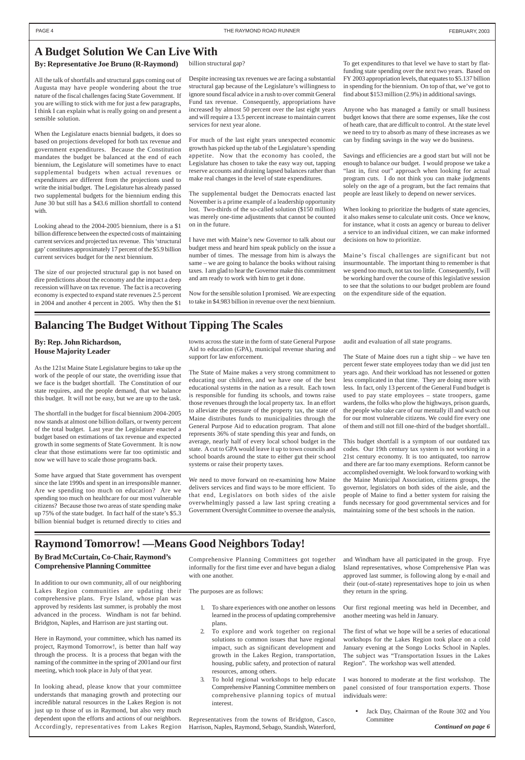# A Budget Solution We Can Live With

**By: Representative Joe Bruno (R-Raymond)**

All the talk of shortfalls and structural gaps coming out of Augusta may have people wondering about the true nature of the fiscal challenges facing State Government. If you are willing to stick with me for just a few paragraphs, I think I can explain what is really going on and present a sensible solution.

When the Legislature enacts biennial budgets, it does so based on projections developed for both tax revenue and government expenditures. Because the Constitution mandates the budget be balanced at the end of each biennium, the Legislature will sometimes have to enact supplemental budgets when actual revenues or expenditures are different from the projections used to write the initial budget. The Legislature has already passed two supplemental budgets for the biennium ending this June 30 but still has a $43.6 million shortfall to contend with.

Looking ahead to the 2004-2005 biennium, there is a $1 billion difference between the expected costs of maintaining current services and projected tax revenue. This 'structural gap' constitutes approximately 17 percent of the $5.9 billion current services budget for the next biennium.

The size of our projected structural gap is not based on dire predictions about the economy and the impact a deep recession will have on tax revenue. The fact is a recovering economy is expected to expand state revenues 2.5 percent in 2004 and another 4 percent in 2005. Why then the $1 billion structural gap?

Despite increasing tax revenues we are facing a substantial structural gap because of the Legislature's willingness to ignore sound fiscal advice in a rush to over commit General Fund tax revenue. Consequently, appropriations have increased by almost 50 percent over the last eight years and will require a 13.5 percent increase to maintain current services for next year alone.

For much of the last eight years unexpected economic growth has picked up the tab of the Legislature's spending appetite. Now that the economy has cooled, the Legislature has chosen to take the easy way out, tapping reserve accounts and draining lapsed balances rather than make real changes in the level of state expenditures.

The supplemental budget the Democrats enacted last November is a prime example of a leadership opportunity lost. Two-thirds of the so-called solution ($150 million) was merely one-time adjustments that cannot be counted on in the future.

I have met with Maine's new Governor to talk about our budget mess and heard him speak publicly on the issue a number of times. The message from him is always the same – we are going to balance the books without raising taxes. I am glad to hear the Governor make this commitment and am ready to work with him to get it done.

Now for the sensible solution I promised. We are expecting to take in $4.983 billion in revenue over the next biennium. To get expenditures to that level we have to start by flat-funding state spending over the next two years. Based on FY 2003 appropriation levels, that equates to $5.137 billion in spending for the biennium. On top of that, we've got to find about $153 million (2.9%) in additional savings.

Anyone who has managed a family or small business budget knows that there are some expenses, like the cost of heath care, that are difficult to control. At the state level we need to try to absorb as many of these increases as we can by finding savings in the way we do business.

Savings and efficiencies are a good start but will not be enough to balance our budget. I would propose we take a "last in, first out" approach when looking for actual program cuts. I do not think you can make judgments solely on the age of a program, but the fact remains that people are least likely to depend on newer services.

When looking to prioritize the budgets of state agencies, it also makes sense to calculate unit costs. Once we know, for instance, what it costs an agency or bureau to deliver a service to an individual citizen, we can make informed decisions on how to prioritize.

Maine's fiscal challenges are significant but not insurmountable. The important thing to remember is that we spend too much, not tax too little. Consequently, I will be working hard over the course of this legislative session to see that the solutions to our budget problem are found on the expenditure side of the equation.

# Balancing The Budget Without Tipping The Scales

**By: Rep. John Richardson, House Majority Leader**

As the 121st Maine State Legislature begins to take up the work of the people of our state, the overriding issue that we face is the budget shortfall. The Constitution of our state requires, and the people demand, that we balance this budget. It will not be easy, but we are up to the task.

The shortfall in the budget for fiscal biennium 2004-2005 now stands at almost one billion dollars, or twenty percent of the total budget. Last year the Legislature enacted a budget based on estimations of tax revenue and expected growth in some segments of State Government. It is now clear that those estimations were far too optimistic and now we will have to scale those programs back.

Some have argued that State government has overspent since the late 1990s and spent in an irresponsible manner. Are we spending too much on education? Are we spending too much on healthcare for our most vulnerable citizens? Because those two areas of state spending make up 75% of the state budget. In fact half of the state's $5.3 billion biennial budget is returned directly to cities and towns across the state in the form of state General Purpose Aid to education (GPA), municipal revenue sharing and support for law enforcement.

The State of Maine makes a very strong commitment to educating our children, and we have one of the best educational systems in the nation as a result. Each town is responsible for funding its schools, and towns raise those revenues through the local property tax. In an effort to alleviate the pressure of the property tax, the state of Maine distributes funds to municipalities through the General Purpose Aid to education program. That alone represents 36% of state spending this year and funds, on average, nearly half of every local school budget in the state. A cut to GPA would leave it up to town councils and school boards around the state to either gut their school systems or raise their property taxes.

We need to move forward on re-examining how Maine delivers services and find ways to be more efficient. To that end, Legislators on both sides of the aisle overwhelmingly passed a law last spring creating a Government Oversight Committee to oversee the analysis, audit and evaluation of all state programs.

The State of Maine does run a tight ship – we have ten percent fewer state employees today than we did just ten years ago. And their workload has not lessened or gotten less complicated in that time. They are doing more with less. In fact, only 13 percent of the General Fund budget is used to pay state employees – state troopers, game wardens, the folks who plow the highways, prison guards, the people who take care of our mentally ill and watch out for our most vulnerable citizens. We could fire every one of them and still not fill one-third of the budget shortfall..

This budget shortfall is a symptom of our outdated tax codes. Our 19th century tax system is not working in a 21st century economy. It is too antiquated, too narrow and there are far too many exemptions. Reform cannot be accomplished overnight. We look forward to working with the Maine Municipal Association, citizens groups, the governor, legislators on both sides of the aisle, and the people of Maine to find a better system for raising the funds necessary for good governmental services and for maintaining some of the best schools in the nation.

# Raymond Tomorrow! —Means Good Neighbors Today!

**By Brad McCurtain, Co-Chair, Raymond's Comprehensive Planning Committee**

In addition to our own community, all of our neighboring Lakes Region communities are updating their comprehensive plans. Frye Island, whose plan was approved by residents last summer, is probably the most advanced in the process. Windham is not far behind. Bridgton, Naples, and Harrison are just starting out.

Here in Raymond, your committee, which has named its project, Raymond Tomorrow!, is better than half way through the process. It is a process that began with the naming of the committee in the spring of 2001and our first meeting, which took place in July of that year.

In looking ahead, please know that your committee understands that managing growth and protecting our incredible natural resources in the Lakes Region is not just up to those of us in Raymond, but also very much dependent upon the efforts and actions of our neighbors. Accordingly, representatives from Lakes Region Comprehensive Planning Committees got together informally for the first time ever and have begun a dialog with one another.

The purposes are as follows:

1. To share experiences with one another on lessons learned in the process of updating comprehensive plans.
2. To explore and work together on regional solutions to common issues that have regional impact, such as significant development and growth in the Lakes Region, transportation, housing, public safety, and protection of natural resources, among others.
3. To hold regional workshops to help educate Comprehensive Planning Committee members on comprehensive planning topics of mutual interest.

Representatives from the towns of Bridgton, Casco, Harrison, Naples, Raymond, Sebago, Standish, Waterford, and Windham have all participated in the group. Frye Island representatives, whose Comprehensive Plan was approved last summer, is following along by e-mail and their (out-of-state) representatives hope to join us when they return in the spring.

Our first regional meeting was held in December, and another meeting was held in January.

The first of what we hope will be a series of educational workshops for the Lakes Region took place on a cold January evening at the Songo Locks School in Naples. The subject was "Transportation Issues in the Lakes Region". The workshop was well attended.

I was honored to moderate at the first workshop. The panel consisted of four transportation experts. Those individuals were:

- Jack Day, Chairman of the Route 302 and You Committee

*Continued on page 6*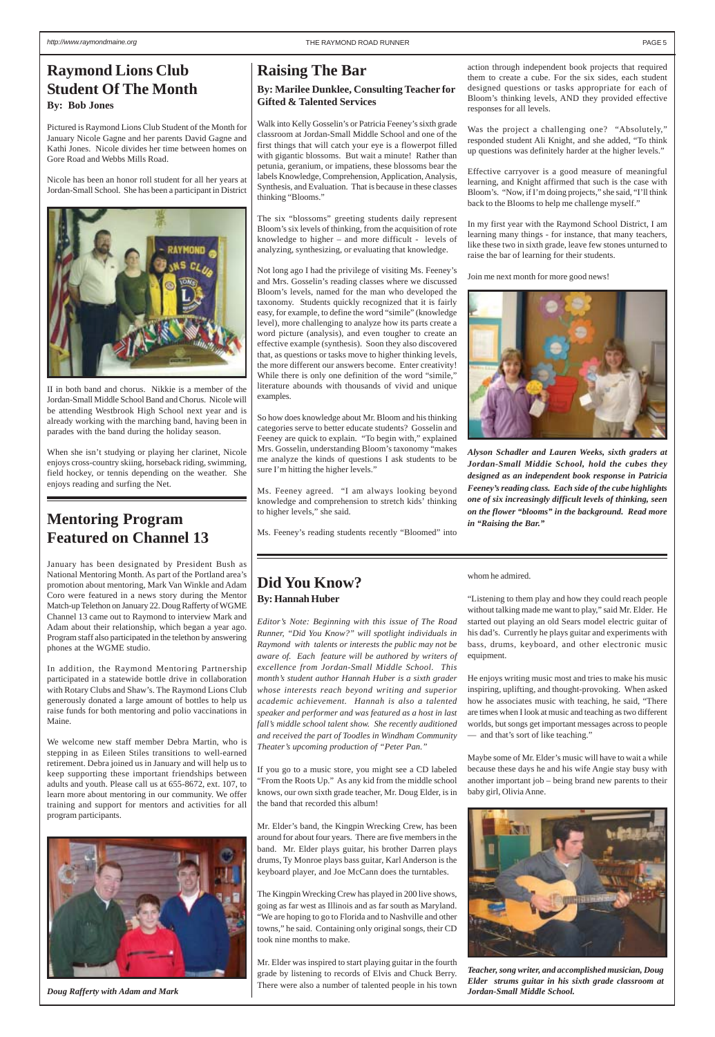## Raymond Lions Club Student Of The Month

**By: Bob Jones**

Pictured is Raymond Lions Club Student of the Month for January Nicole Gagne and her parents David Gagne and Kathi Jones. Nicole divides her time between homes on Gore Road and Webbs Mills Road.

Nicole has been an honor roll student for all her years at Jordan-Small School. She has been a participant in District II in both band and chorus. Nikkie is a member of the Jordan-Small Middle School Band and Chorus. Nicole will be attending Westbrook High School next year and is already working with the marching band, having been in parades with the band during the holiday season.

When she isn't studying or playing her clarinet, Nicole enjoys cross-country skiing, horseback riding, swimming, field hockey, or tennis depending on the weather. She enjoys reading and surfing the Net.

## Mentoring Program Featured on Channel 13

January has been designated by President Bush as National Mentoring Month. As part of the Portland area's promotion about mentoring, Mark Van Winkle and Adam Coro were featured in a news story during the Mentor Match-up Telethon on January 22. Doug Rafferty of WGME Channel 13 came out to Raymond to interview Mark and Adam about their relationship, which began a year ago. Program staff also participated in the telethon by answering phones at the WGME studio.

In addition, the Raymond Mentoring Partnership participated in a statewide bottle drive in collaboration with Rotary Clubs and Shaw's. The Raymond Lions Club generously donated a large amount of bottles to help us raise funds for both mentoring and polio vaccinations in Maine.

We welcome new staff member Debra Martin, who is stepping in as Eileen Stiles transitions to well-earned retirement. Debra joined us in January and will help us to keep supporting these important friendships between adults and youth. Please call us at 655-8672, ext. 107, to learn more about mentoring in our community. We offer training and support for mentors and activities for all program participants.

*Doug Rafferty with Adam and Mark*

## Raising The Bar

**By: Marilee Dunklee, Consulting Teacher for Gifted & Talented Services**

Walk into Kelly Gosselin's or Patricia Feeney's sixth grade classroom at Jordan-Small Middle School and one of the first things that will catch your eye is a flowerpot filled with gigantic blossoms. But wait a minute! Rather than petunia, geranium, or impatiens, these blossoms bear the labels Knowledge, Comprehension, Application, Analysis, Synthesis, and Evaluation. That is because in these classes thinking "Blooms."

The six "blossoms" greeting students daily represent Bloom's six levels of thinking, from the acquisition of rote knowledge to higher – and more difficult - levels of analyzing, synthesizing, or evaluating that knowledge.

Not long ago I had the privilege of visiting Ms. Feeney's and Mrs. Gosselin's reading classes where we discussed Bloom's levels, named for the man who developed the taxonomy. Students quickly recognized that it is fairly easy, for example, to define the word "simile" (knowledge level), more challenging to analyze how its parts create a word picture (analysis), and even tougher to create an effective example (synthesis). Soon they also discovered that, as questions or tasks move to higher thinking levels, the more different our answers become. Enter creativity! While there is only one definition of the word "simile," literature abounds with thousands of vivid and unique examples.

So how does knowledge about Mr. Bloom and his thinking categories serve to better educate students? Gosselin and Feeney are quick to explain. "To begin with," explained Mrs. Gosselin, understanding Bloom's taxonomy "makes me analyze the kinds of questions I ask students to be sure I'm hitting the higher levels."

Ms. Feeney agreed. "I am always looking beyond knowledge and comprehension to stretch kids' thinking to higher levels," she said.

Ms. Feeney's reading students recently "Bloomed" into action through independent book projects that required them to create a cube. For the six sides, each student designed questions or tasks appropriate for each of Bloom's thinking levels, AND they provided effective responses for all levels.

Was the project a challenging one? "Absolutely," responded student Ali Knight, and she added, "To think up questions was definitely harder at the higher levels."

Effective carryover is a good measure of meaningful learning, and Knight affirmed that such is the case with Bloom's. "Now, if I'm doing projects," she said, "I'll think back to the Blooms to help me challenge myself."

In my first year with the Raymond School District, I am learning many things - for instance, that many teachers, like these two in sixth grade, leave few stones unturned to raise the bar of learning for their students.

Join me next month for more good news!

*Alyson Schadler and Lauren Weeks, sixth graders at Jordan-Small Middle School, hold the cubes they designed as an independent book response in Patricia Feeney's reading class. Each side of the cube highlights one of six increasingly difficult levels of thinking, seen on the flower "blooms" in the background. Read more in "Raising the Bar."*

## Did You Know?

**By: Hannah Huber**

*Editor's Note: Beginning with this issue of The Road Runner, "Did You Know?" will spotlight individuals in Raymond with talents or interests the public may not be aware of. Each feature will be authored by writers of excellence from Jordan-Small Middle School. This month's student author Hannah Huber is a sixth grader whose interests reach beyond writing and superior academic achievement. Hannah is also a talented speaker and performer and was featured as a host in last fall's middle school talent show. She recently auditioned and received the part of Toodles in Windham Community Theater's upcoming production of "Peter Pan."*

If you go to a music store, you might see a CD labeled "From the Roots Up." As any kid from the middle school knows, our own sixth grade teacher, Mr. Doug Elder, is in the band that recorded this album!

Mr. Elder's band, the Kingpin Wrecking Crew, has been around for about four years. There are five members in the band. Mr. Elder plays guitar, his brother Darren plays drums, Ty Monroe plays bass guitar, Karl Anderson is the keyboard player, and Joe McCann does the turntables.

The Kingpin Wrecking Crew has played in 200 live shows, going as far west as Illinois and as far south as Maryland. "We are hoping to go to Florida and to Nashville and other towns," he said. Containing only original songs, their CD took nine months to make.

Mr. Elder was inspired to start playing guitar in the fourth grade by listening to records of Elvis and Chuck Berry. There were also a number of talented people in his town whom he admired.

"Listening to them play and how they could reach people without talking made me want to play," said Mr. Elder. He started out playing an old Sears model electric guitar of his dad's. Currently he plays guitar and experiments with bass, drums, keyboard, and other electronic music equipment.

He enjoys writing music most and tries to make his music inspiring, uplifting, and thought-provoking. When asked how he associates music with teaching, he said, "There are times when I look at music and teaching as two different worlds, but songs get important messages across to people — and that's sort of like teaching."

Maybe some of Mr. Elder's music will have to wait a while because these days he and his wife Angie stay busy with another important job – being brand new parents to their baby girl, Olivia Anne.

*Teacher, song writer, and accomplished musician, Doug Elder strums guitar in his sixth grade classroom at Jordan-Small Middle School.*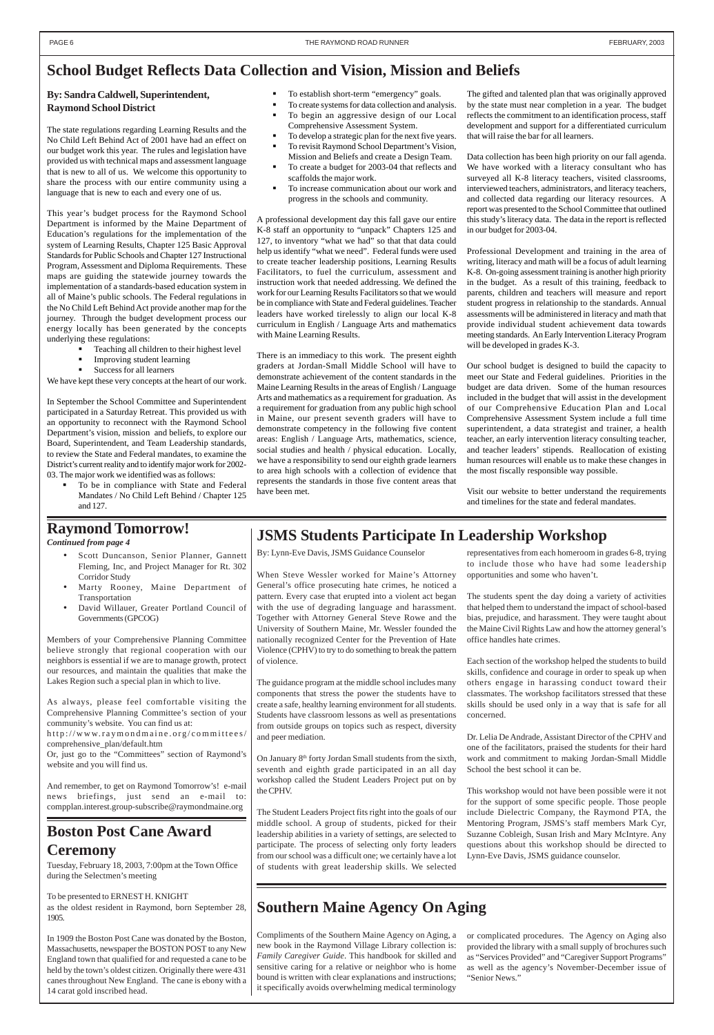# School Budget Reflects Data Collection and Vision, Mission and Beliefs

**By: Sandra Caldwell, Superintendent, Raymond School District**

The state regulations regarding Learning Results and the No Child Left Behind Act of 2001 have had an effect on our budget work this year. The rules and legislation have provided us with technical maps and assessment language that is new to all of us. We welcome this opportunity to share the process with our entire community using a language that is new to each and every one of us.

This year's budget process for the Raymond School Department is informed by the Maine Department of Education's regulations for the implementation of the system of Learning Results, Chapter 125 Basic Approval Standards for Public Schools and Chapter 127 Instructional Program, Assessment and Diploma Requirements. These maps are guiding the statewide journey towards the implementation of a standards-based education system in all of Maine's public schools. The Federal regulations in the No Child Left Behind Act provide another map for the journey. Through the budget development process our energy locally has been generated by the concepts underlying these regulations:

- Teaching all children to their highest level
- Improving student learning
- Success for all learners

We have kept these very concepts at the heart of our work.

In September the School Committee and Superintendent participated in a Saturday Retreat. This provided us with an opportunity to reconnect with the Raymond School Department's vision, mission and beliefs, to explore our Board, Superintendent, and Team Leadership standards, to review the State and Federal mandates, to examine the District's current reality and to identify major work for 2002-03. The major work we identified was as follows:

- To be in compliance with State and Federal Mandates / No Child Left Behind / Chapter 125 and 127.
- To establish short-term "emergency" goals.
- To create systems for data collection and analysis.
- To begin an aggressive design of our Local Comprehensive Assessment System.
- To develop a strategic plan for the next five years.
- To revisit Raymond School Department's Vision, Mission and Beliefs and create a Design Team.
- To create a budget for 2003-04 that reflects and scaffolds the major work.
- To increase communication about our work and progress in the schools and community.

A professional development day this fall gave our entire K-8 staff an opportunity to "unpack" Chapters 125 and 127, to inventory "what we had" so that data could help us identify "what we need". Federal funds were used to create teacher leadership positions, Learning Results Facilitators, to fuel the curriculum, assessment and instruction work that needed addressing. We defined the work for our Learning Results Facilitators so that we would be in compliance with State and Federal guidelines. Teacher leaders have worked tirelessly to align our local K-8 curriculum in English / Language Arts and mathematics with Maine Learning Results.

There is an immediacy to this work. The present eighth graders at Jordan-Small Middle School will have to demonstrate achievement of the content standards in the Maine Learning Results in the areas of English / Language Arts and mathematics as a requirement for graduation. As a requirement for graduation from any public high school in Maine, our present seventh graders will have to demonstrate competency in the following five content areas: English / Language Arts, mathematics, science, social studies and health / physical education. Locally, we have a responsibility to send our eighth grade learners to area high schools with a collection of evidence that represents the standards in those five content areas that have been met.

The gifted and talented plan that was originally approved by the state must near completion in a year. The budget reflects the commitment to an identification process, staff development and support for a differentiated curriculum that will raise the bar for all learners.

Data collection has been high priority on our fall agenda. We have worked with a literacy consultant who has surveyed all K-8 literacy teachers, visited classrooms, interviewed teachers, administrators, and literacy teachers, and collected data regarding our literacy resources. A report was presented to the School Committee that outlined this study's literacy data. The data in the report is reflected in our budget for 2003-04.

Professional Development and training in the area of writing, literacy and math will be a focus of adult learning K-8. On-going assessment training is another high priority in the budget. As a result of this training, feedback to parents, children and teachers will measure and report student progress in relationship to the standards. Annual assessments will be administered in literacy and math that provide individual student achievement data towards meeting standards. An Early Intervention Literacy Program will be developed in grades K-3.

Our school budget is designed to build the capacity to meet our State and Federal guidelines. Priorities in the budget are data driven. Some of the human resources included in the budget that will assist in the development of our Comprehensive Education Plan and Local Comprehensive Assessment System include a full time superintendent, a data strategist and trainer, a health teacher, an early intervention literacy consulting teacher, and teacher leaders' stipends. Reallocation of existing human resources will enable us to make these changes in the most fiscally responsible way possible.

Visit our website to better understand the requirements and timelines for the state and federal mandates.

# Raymond Tomorrow!

*Continued from page 4*

- Scott Duncanson, Senior Planner, Gannett Fleming, Inc, and Project Manager for Rt. 302 Corridor Study
- Marty Rooney, Maine Department of Transportation
- David Willauer, Greater Portland Council of Governments (GPCOG)

Members of your Comprehensive Planning Committee believe strongly that regional cooperation with our neighbors is essential if we are to manage growth, protect our resources, and maintain the qualities that make the Lakes Region such a special plan in which to live.

As always, please feel comfortable visiting the Comprehensive Planning Committee's section of your community's website. You can find us at:
http://www.raymondmaine.org/committees/comprehensive_plan/default.htm
Or, just go to the "Committees" section of Raymond's website and you will find us.

And remember, to get on Raymond Tomorrow's! e-mail news briefings, just send an e-mail to: compplan.interest.group-subscribe@raymondmaine.org

# Boston Post Cane Award Ceremony

Tuesday, February 18, 2003, 7:00pm at the Town Office during the Selectmen's meeting

To be presented to ERNEST H. KNIGHT
as the oldest resident in Raymond, born September 28, 1905.

In 1909 the Boston Post Cane was donated by the Boston, Massachusetts, newspaper the BOSTON POST to any New England town that qualified for and requested a cane to be held by the town's oldest citizen. Originally there were 431 canes throughout New England. The cane is ebony with a 14 carat gold inscribed head.

# JSMS Students Participate In Leadership Workshop

By: Lynn-Eve Davis, JSMS Guidance Counselor

When Steve Wessler worked for Maine's Attorney General's office prosecuting hate crimes, he noticed a pattern. Every case that erupted into a violent act began with the use of degrading language and harassment. Together with Attorney General Steve Rowe and the University of Southern Maine, Mr. Wessler founded the nationally recognized Center for the Prevention of Hate Violence (CPHV) to try to do something to break the pattern of violence.

The guidance program at the middle school includes many components that stress the power the students have to create a safe, healthy learning environment for all students. Students have classroom lessons as well as presentations from outside groups on topics such as respect, diversity and peer mediation.

On January 8th forty Jordan Small students from the sixth, seventh and eighth grade participated in an all day workshop called the Student Leaders Project put on by the CPHV.

The Student Leaders Project fits right into the goals of our middle school. A group of students, picked for their leadership abilities in a variety of settings, are selected to participate. The process of selecting only forty leaders from our school was a difficult one; we certainly have a lot of students with great leadership skills. We selected representatives from each homeroom in grades 6-8, trying to include those who have had some leadership opportunities and some who haven't.

The students spent the day doing a variety of activities that helped them to understand the impact of school-based bias, prejudice, and harassment. They were taught about the Maine Civil Rights Law and how the attorney general's office handles hate crimes.

Each section of the workshop helped the students to build skills, confidence and courage in order to speak up when others engage in harassing conduct toward their classmates. The workshop facilitators stressed that these skills should be used only in a way that is safe for all concerned.

Dr. Lelia De Andrade, Assistant Director of the CPHV and one of the facilitators, praised the students for their hard work and commitment to making Jordan-Small Middle School the best school it can be.

This workshop would not have been possible were it not for the support of some specific people. Those people include Dielectric Company, the Raymond PTA, the Mentoring Program, JSMS's staff members Mark Cyr, Suzanne Cobleigh, Susan Irish and Mary McIntyre. Any questions about this workshop should be directed to Lynn-Eve Davis, JSMS guidance counselor.

# Southern Maine Agency On Aging

Compliments of the Southern Maine Agency on Aging, a new book in the Raymond Village Library collection is: *Family Caregiver Guide*. This handbook for skilled and sensitive caring for a relative or neighbor who is home bound is written with clear explanations and instructions; it specifically avoids overwhelming medical terminology or complicated procedures. The Agency on Aging also provided the library with a small supply of brochures such as "Services Provided" and "Caregiver Support Programs" as well as the agency's November-December issue of "Senior News."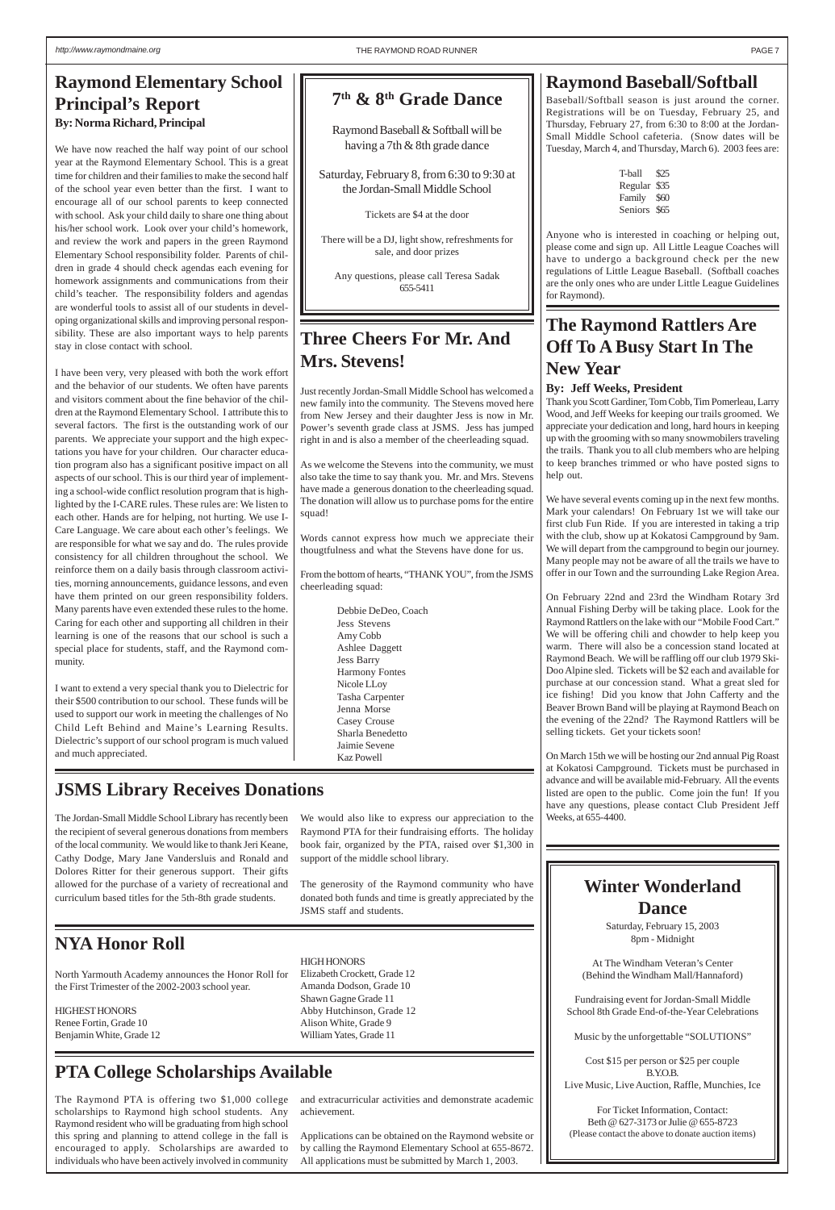## Raymond Elementary School Principal's Report

**By: Norma Richard, Principal**

We have now reached the half way point of our school year at the Raymond Elementary School. This is a great time for children and their families to make the second half of the school year even better than the first. I want to encourage all of our school parents to keep connected with school. Ask your child daily to share one thing about his/her school work. Look over your child's homework, and review the work and papers in the green Raymond Elementary School responsibility folder. Parents of children in grade 4 should check agendas each evening for homework assignments and communications from their child's teacher. The responsibility folders and agendas are wonderful tools to assist all of our students in developing organizational skills and improving personal responsibility. These are also important ways to help parents stay in close contact with school.

I have been very, very pleased with both the work effort and the behavior of our students. We often have parents and visitors comment about the fine behavior of the children at the Raymond Elementary School. I attribute this to several factors. The first is the outstanding work of our parents. We appreciate your support and the high expectations you have for your children. Our character education program also has a significant positive impact on all aspects of our school. This is our third year of implementing a school-wide conflict resolution program that is highlighted by the I-CARE rules. These rules are: We listen to each other. Hands are for helping, not hurting. We use I-Care Language. We care about each other's feelings. We are responsible for what we say and do. The rules provide consistency for all children throughout the school. We reinforce them on a daily basis through classroom activities, morning announcements, guidance lessons, and even have them printed on our green responsibility folders. Many parents have even extended these rules to the home. Caring for each other and supporting all children in their learning is one of the reasons that our school is such a special place for students, staff, and the Raymond community.

I want to extend a very special thank you to Dielectric for their $500 contribution to our school. These funds will be used to support our work in meeting the challenges of No Child Left Behind and Maine's Learning Results. Dielectric's support of our school program is much valued and much appreciated.

## 7th & 8th Grade Dance

Raymond Baseball & Softball will be having a 7th & 8th grade dance

Saturday, February 8, from 6:30 to 9:30 at the Jordan-Small Middle School

Tickets are $4 at the door

There will be a DJ, light show, refreshments for sale, and door prizes

Any questions, please call Teresa Sadak 655-5411

## Three Cheers For Mr. And Mrs. Stevens!

Just recently Jordan-Small Middle School has welcomed a new family into the community. The Stevens moved here from New Jersey and their daughter Jess is now in Mr. Power's seventh grade class at JSMS. Jess has jumped right in and is also a member of the cheerleading squad.

As we welcome the Stevens into the community, we must also take the time to say thank you. Mr. and Mrs. Stevens have made a generous donation to the cheerleading squad. The donation will allow us to purchase poms for the entire squad!

Words cannot express how much we appreciate their thougtfulness and what the Stevens have done for us.

From the bottom of hearts, "THANK YOU", from the JSMS cheerleading squad:

Debbie DeDeo, Coach
Jess Stevens
Amy Cobb
Ashlee Daggett
Jess Barry
Harmony Fontes
Nicole LLoy
Tasha Carpenter
Jenna Morse
Casey Crouse
Sharla Benedetto
Jaimie Sevene
Kaz Powell

## Raymond Baseball/Softball

Baseball/Softball season is just around the corner. Registrations will be on Tuesday, February 25, and Thursday, February 27, from 6:30 to 8:00 at the Jordan-Small Middle School cafeteria. (Snow dates will be Tuesday, March 4, and Thursday, March 6). 2003 fees are:

| | |
|---|---|
| T-ball | $25 |
| Regular | $35 |
| Family | $60 |
| Seniors | $65 |

Anyone who is interested in coaching or helping out, please come and sign up. All Little League Coaches will have to undergo a background check per the new regulations of Little League Baseball. (Softball coaches are the only ones who are under Little League Guidelines for Raymond).

## The Raymond Rattlers Are Off To A Busy Start In The New Year

**By: Jeff Weeks, President**

Thank you Scott Gardiner, Tom Cobb, Tim Pomerleau, Larry Wood, and Jeff Weeks for keeping our trails groomed. We appreciate your dedication and long, hard hours in keeping up with the grooming with so many snowmobilers traveling the trails. Thank you to all club members who are helping to keep branches trimmed or who have posted signs to help out.

We have several events coming up in the next few months. Mark your calendars! On February 1st we will take our first club Fun Ride. If you are interested in taking a trip with the club, show up at Kokatosi Campground by 9am. We will depart from the campground to begin our journey. Many people may not be aware of all the trails we have to offer in our Town and the surrounding Lake Region Area.

On February 22nd and 23rd the Windham Rotary 3rd Annual Fishing Derby will be taking place. Look for the Raymond Rattlers on the lake with our "Mobile Food Cart." We will be offering chili and chowder to help keep you warm. There will also be a concession stand located at Raymond Beach. We will be raffling off our club 1979 Ski-Doo Alpine sled. Tickets will be $2 each and available for purchase at our concession stand. What a great sled for ice fishing! Did you know that John Cafferty and the Beaver Brown Band will be playing at Raymond Beach on the evening of the 22nd? The Raymond Rattlers will be selling tickets. Get your tickets soon!

On March 15th we will be hosting our 2nd annual Pig Roast at Kokatosi Campground. Tickets must be purchased in advance and will be available mid-February. All the events listed are open to the public. Come join the fun! If you have any questions, please contact Club President Jeff Weeks, at 655-4400.

## JSMS Library Receives Donations

The Jordan-Small Middle School Library has recently been the recipient of several generous donations from members of the local community. We would like to thank Jeri Keane, Cathy Dodge, Mary Jane Vandersluis and Ronald and Dolores Ritter for their generous support. Their gifts allowed for the purchase of a variety of recreational and curriculum based titles for the 5th-8th grade students.

We would also like to express our appreciation to the Raymond PTA for their fundraising efforts. The holiday book fair, organized by the PTA, raised over $1,300 in support of the middle school library.

The generosity of the Raymond community who have donated both funds and time is greatly appreciated by the JSMS staff and students.

## NYA Honor Roll

North Yarmouth Academy announces the Honor Roll for the First Trimester of the 2002-2003 school year.

HIGHEST HONORS
Renee Fortin, Grade 10
Benjamin White, Grade 12

HIGH HONORS
Elizabeth Crockett, Grade 12
Amanda Dodson, Grade 10
Shawn Gagne Grade 11
Abby Hutchinson, Grade 12
Alison White, Grade 9
William Yates, Grade 11

## PTA College Scholarships Available

The Raymond PTA is offering two $1,000 college scholarships to Raymond high school students. Any Raymond resident who will be graduating from high school this spring and planning to attend college in the fall is encouraged to apply. Scholarships are awarded to individuals who have been actively involved in community and extracurricular activities and demonstrate academic achievement.

Applications can be obtained on the Raymond website or by calling the Raymond Elementary School at 655-8672. All applications must be submitted by March 1, 2003.

## Winter Wonderland Dance

Saturday, February 15, 2003
8pm - Midnight

At The Windham Veteran's Center
(Behind the Windham Mall/Hannaford)

Fundraising event for Jordan-Small Middle School 8th Grade End-of-the-Year Celebrations

Music by the unforgettable "SOLUTIONS"

Cost $15 per person or $25 per couple
B.Y.O.B.
Live Music, Live Auction, Raffle, Munchies, Ice

For Ticket Information, Contact:
Beth @ 627-3173 or Julie @ 655-8723
(Please contact the above to donate auction items)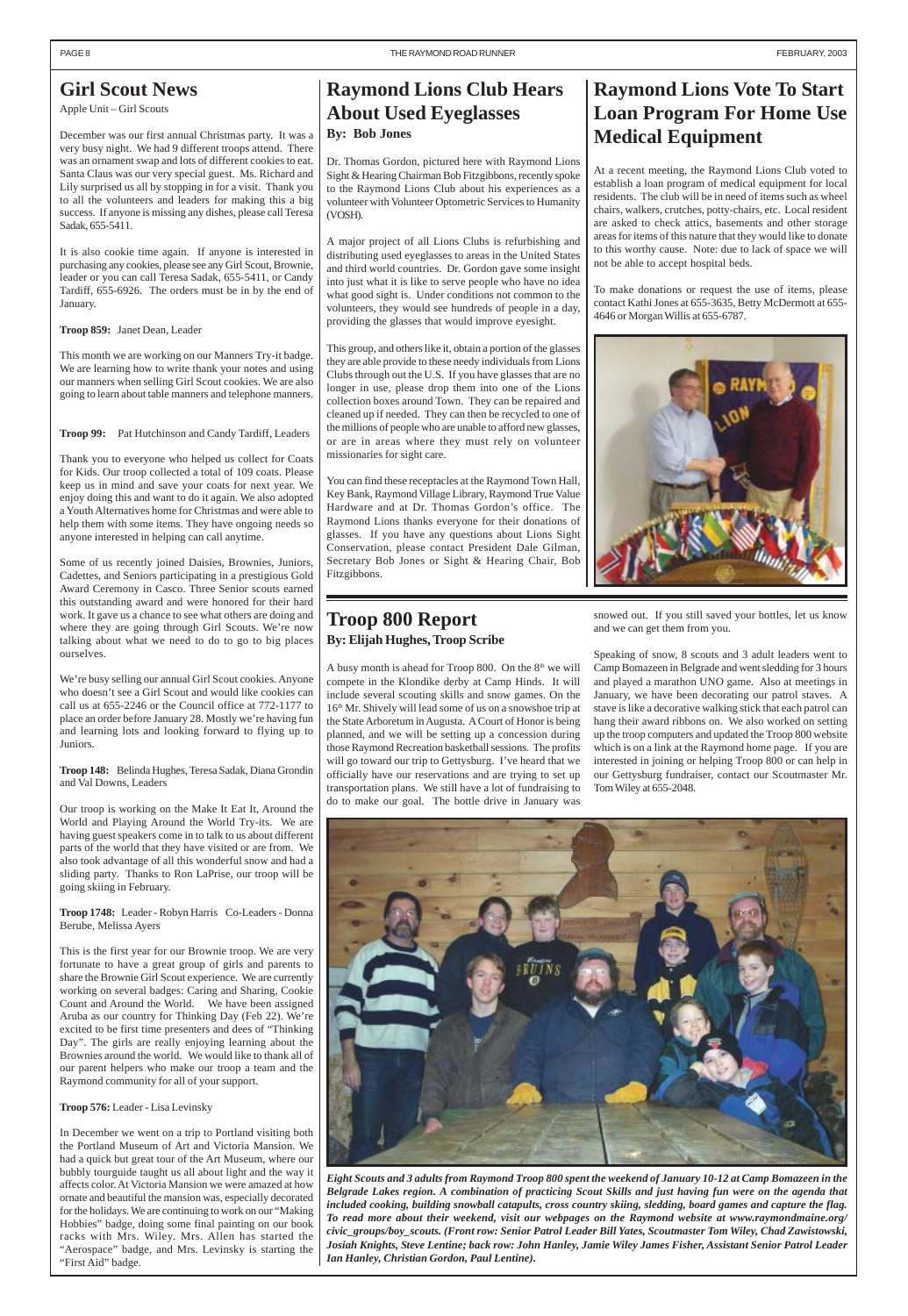## Girl Scout News

Apple Unit – Girl Scouts

December was our first annual Christmas party. It was a very busy night. We had 9 different troops attend. There was an ornament swap and lots of different cookies to eat. Santa Claus was our very special guest. Ms. Richard and Lily surprised us all by stopping in for a visit. Thank you to all the volunteers and leaders for making this a big success. If anyone is missing any dishes, please call Teresa Sadak, 655-5411.

It is also cookie time again. If anyone is interested in purchasing any cookies, please see any Girl Scout, Brownie, leader or you can call Teresa Sadak, 655-5411, or Candy Tardiff, 655-6926. The orders must be in by the end of January.

**Troop 859:** Janet Dean, Leader

This month we are working on our Manners Try-it badge. We are learning how to write thank your notes and using our manners when selling Girl Scout cookies. We are also going to learn about table manners and telephone manners.

**Troop 99:** Pat Hutchinson and Candy Tardiff, Leaders

Thank you to everyone who helped us collect for Coats for Kids. Our troop collected a total of 109 coats. Please keep us in mind and save your coats for next year. We enjoy doing this and want to do it again. We also adopted a Youth Alternatives home for Christmas and were able to help them with some items. They have ongoing needs so anyone interested in helping can call anytime.

Some of us recently joined Daisies, Brownies, Juniors, Cadettes, and Seniors participating in a prestigious Gold Award Ceremony in Casco. Three Senior scouts earned this outstanding award and were honored for their hard work. It gave us a chance to see what others are doing and where they are going through Girl Scouts. We're now talking about what we need to do to go to big places ourselves.

We're busy selling our annual Girl Scout cookies. Anyone who doesn't see a Girl Scout and would like cookies can call us at 655-2246 or the Council office at 772-1177 to place an order before January 28. Mostly we're having fun and learning lots and looking forward to flying up to Juniors.

**Troop 148:** Belinda Hughes, Teresa Sadak, Diana Grondin and Val Downs, Leaders

Our troop is working on the Make It Eat It, Around the World and Playing Around the World Try-its. We are having guest speakers come in to talk to us about different parts of the world that they have visited or are from. We also took advantage of all this wonderful snow and had a sliding party. Thanks to Ron LaPrise, our troop will be going skiing in February.

**Troop 1748:** Leader - Robyn Harris Co-Leaders - Donna Berube, Melissa Ayers

This is the first year for our Brownie troop. We are very fortunate to have a great group of girls and parents to share the Brownie Girl Scout experience. We are currently working on several badges: Caring and Sharing, Cookie Count and Around the World. We have been assigned Aruba as our country for Thinking Day (Feb 22). We're excited to be first time presenters and dees of "Thinking Day". The girls are really enjoying learning about the Brownies around the world. We would like to thank all of our parent helpers who make our troop a team and the Raymond community for all of your support.

**Troop 576:** Leader - Lisa Levinsky

In December we went on a trip to Portland visiting both the Portland Museum of Art and Victoria Mansion. We had a quick but great tour of the Art Museum, where our bubbly tourguide taught us all about light and the way it affects color. At Victoria Mansion we were amazed at how ornate and beautiful the mansion was, especially decorated for the holidays. We are continuing to work on our "Making Hobbies" badge, doing some final painting on our book racks with Mrs. Wiley. Mrs. Allen has started the "Aerospace" badge, and Mrs. Levinsky is starting the "First Aid" badge.

## Raymond Lions Club Hears About Used Eyeglasses

**By: Bob Jones**

Dr. Thomas Gordon, pictured here with Raymond Lions Sight & Hearing Chairman Bob Fitzgibbons, recently spoke to the Raymond Lions Club about his experiences as a volunteer with Volunteer Optometric Services to Humanity (VOSH).

A major project of all Lions Clubs is refurbishing and distributing used eyeglasses to areas in the United States and third world countries. Dr. Gordon gave some insight into just what it is like to serve people who have no idea what good sight is. Under conditions not common to the volunteers, they would see hundreds of people in a day, providing the glasses that would improve eyesight.

This group, and others like it, obtain a portion of the glasses they are able provide to these needy individuals from Lions Clubs through out the U.S. If you have glasses that are no longer in use, please drop them into one of the Lions collection boxes around Town. They can be repaired and cleaned up if needed. They can then be recycled to one of the millions of people who are unable to afford new glasses, or are in areas where they must rely on volunteer missionaries for sight care.

You can find these receptacles at the Raymond Town Hall, Key Bank, Raymond Village Library, Raymond True Value Hardware and at Dr. Thomas Gordon's office. The Raymond Lions thanks everyone for their donations of glasses. If you have any questions about Lions Sight Conservation, please contact President Dale Gilman, Secretary Bob Jones or Sight & Hearing Chair, Bob Fitzgibbons.

## Raymond Lions Vote To Start Loan Program For Home Use Medical Equipment

At a recent meeting, the Raymond Lions Club voted to establish a loan program of medical equipment for local residents. The club will be in need of items such as wheel chairs, walkers, crutches, potty-chairs, etc. Local resident are asked to check attics, basements and other storage areas for items of this nature that they would like to donate to this worthy cause. Note: due to lack of space we will not be able to accept hospital beds.

To make donations or request the use of items, please contact Kathi Jones at 655-3635, Betty McDermott at 655-4646 or Morgan Willis at 655-6787.

## Troop 800 Report

**By: Elijah Hughes, Troop Scribe**

A busy month is ahead for Troop 800. On the 8th we will compete in the Klondike derby at Camp Hinds. It will include several scouting skills and snow games. On the 16th Mr. Shively will lead some of us on a snowshoe trip at the State Arboretum in Augusta. A Court of Honor is being planned, and we will be setting up a concession during those Raymond Recreation basketball sessions. The profits will go toward our trip to Gettysburg. I've heard that we officially have our reservations and are trying to set up transportation plans. We still have a lot of fundraising to do to make our goal. The bottle drive in January was snowed out. If you still saved your bottles, let us know and we can get them from you.

Speaking of snow, 8 scouts and 3 adult leaders went to Camp Bomazeen in Belgrade and went sledding for 3 hours and played a marathon UNO game. Also at meetings in January, we have been decorating our patrol staves. A stave is like a decorative walking stick that each patrol can hang their award ribbons on. We also worked on setting up the troop computers and updated the Troop 800 website which is on a link at the Raymond home page. If you are interested in joining or helping Troop 800 or can help in our Gettysburg fundraiser, contact our Scoutmaster Mr. Tom Wiley at 655-2048.

*Eight Scouts and 3 adults from Raymond Troop 800 spent the weekend of January 10-12 at Camp Bomazeen in the Belgrade Lakes region. A combination of practicing Scout Skills and just having fun were on the agenda that included cooking, building snowball catapults, cross country skiing, sledding, board games and capture the flag. To read more about their weekend, visit our webpages on the Raymond website at www.raymondmaine.org/civic_groups/boy_scouts. (Front row: Senior Patrol Leader Bill Yates, Scoutmaster Tom Wiley, Chad Zawistowski, Josiah Knights, Steve Lentine; back row: John Hanley, Jamie Wiley James Fisher, Assistant Senior Patrol Leader Ian Hanley, Christian Gordon, Paul Lentine).*